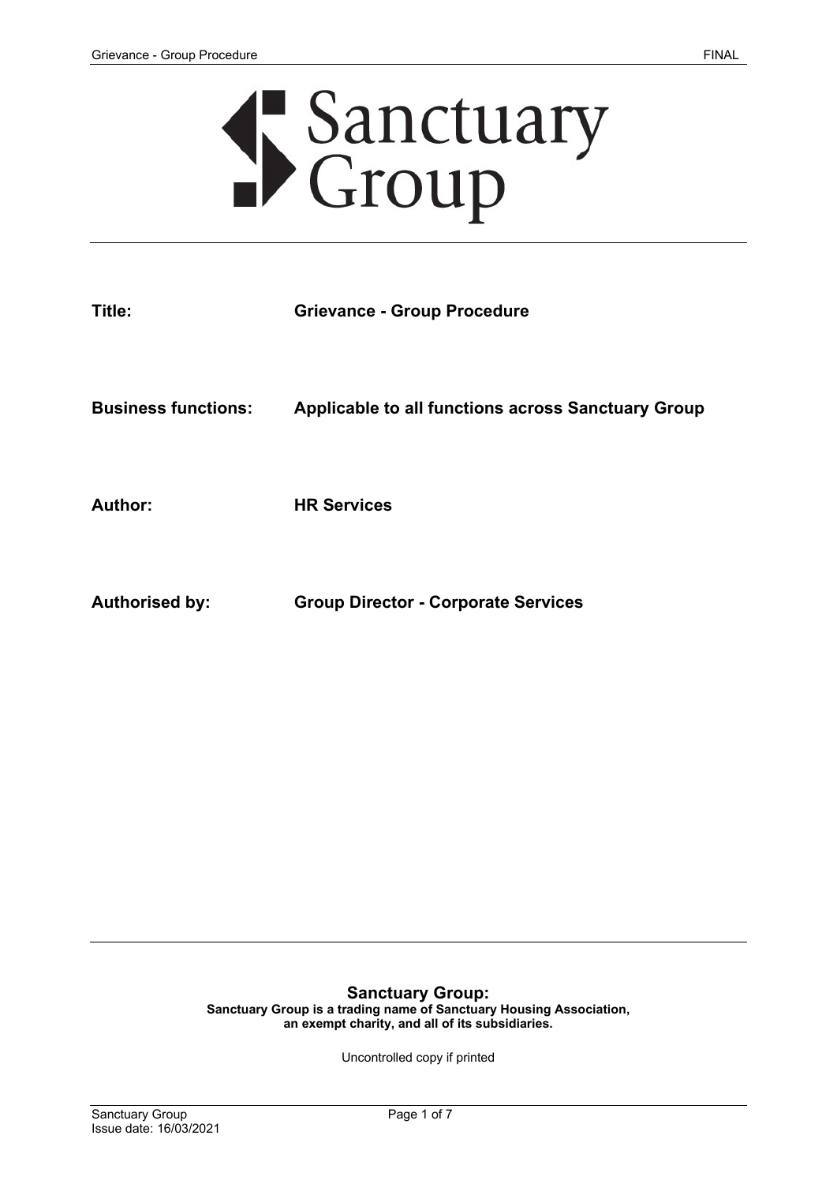# Sanctuary Group

| | |
|---|---|
| **Title:** | **Grievance - Group Procedure** |
| **Business functions:** | **Applicable to all functions across Sanctuary Group** |
| **Author:** | **HR Services** |
| **Authorised by:** | **Group Director - Corporate Services** |

**Sanctuary Group:**

**Sanctuary Group is a trading name of Sanctuary Housing Association, an exempt charity, and all of its subsidiaries.**

Uncontrolled copy if printed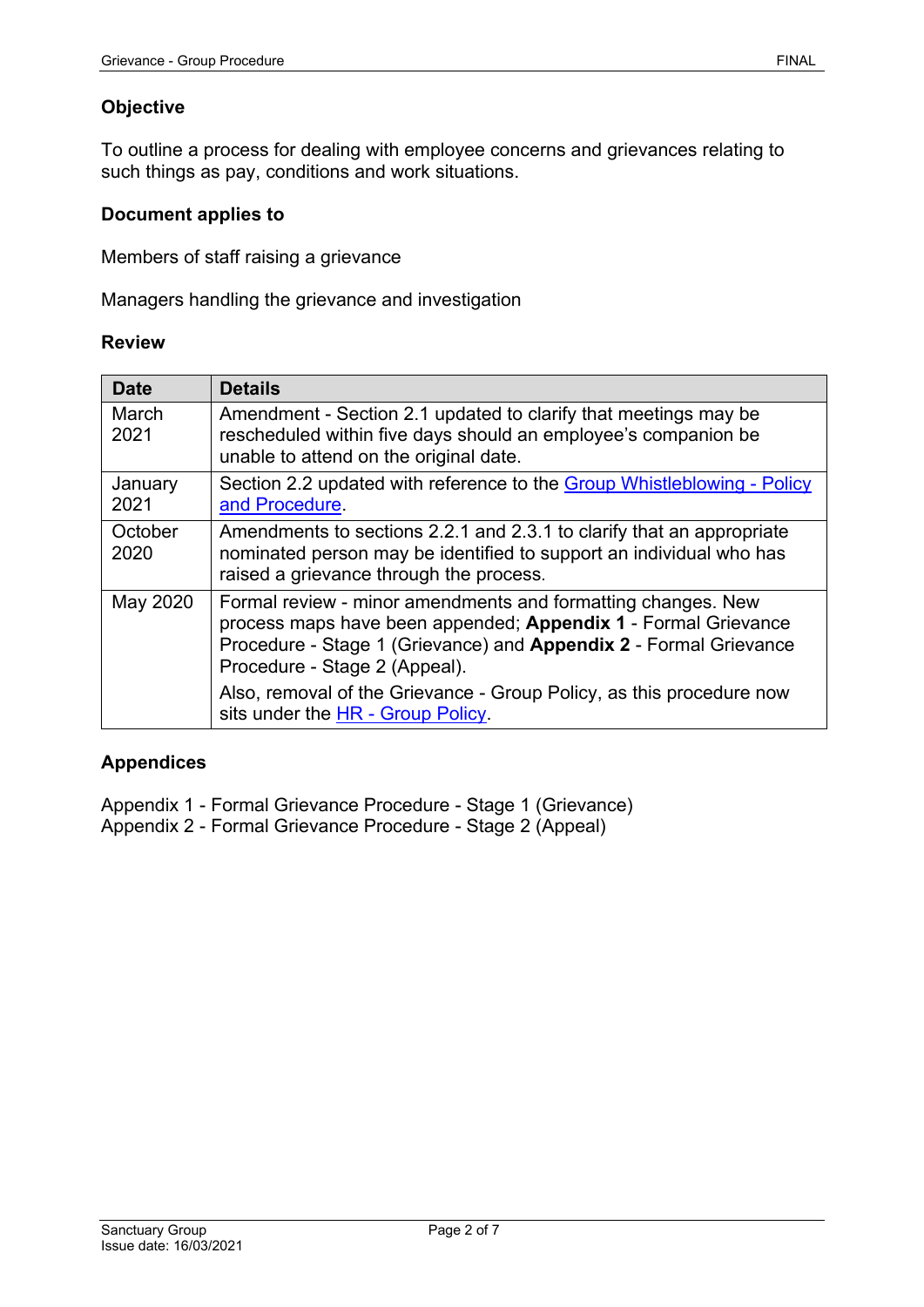## Objective

To outline a process for dealing with employee concerns and grievances relating to such things as pay, conditions and work situations.

## Document applies to

Members of staff raising a grievance

Managers handling the grievance and investigation

## Review

| Date | Details |
|---|---|
| March 2021 | Amendment - Section 2.1 updated to clarify that meetings may be rescheduled within five days should an employee's companion be unable to attend on the original date. |
| January 2021 | Section 2.2 updated with reference to the [Group Whistleblowing - Policy and Procedure](). |
| October 2020 | Amendments to sections 2.2.1 and 2.3.1 to clarify that an appropriate nominated person may be identified to support an individual who has raised a grievance through the process. |
| May 2020 | Formal review - minor amendments and formatting changes. New process maps have been appended; **Appendix 1** - Formal Grievance Procedure - Stage 1 (Grievance) and **Appendix 2** - Formal Grievance Procedure - Stage 2 (Appeal). Also, removal of the Grievance - Group Policy, as this procedure now sits under the [HR - Group Policy](). |

## Appendices

Appendix 1 - Formal Grievance Procedure - Stage 1 (Grievance)
Appendix 2 - Formal Grievance Procedure - Stage 2 (Appeal)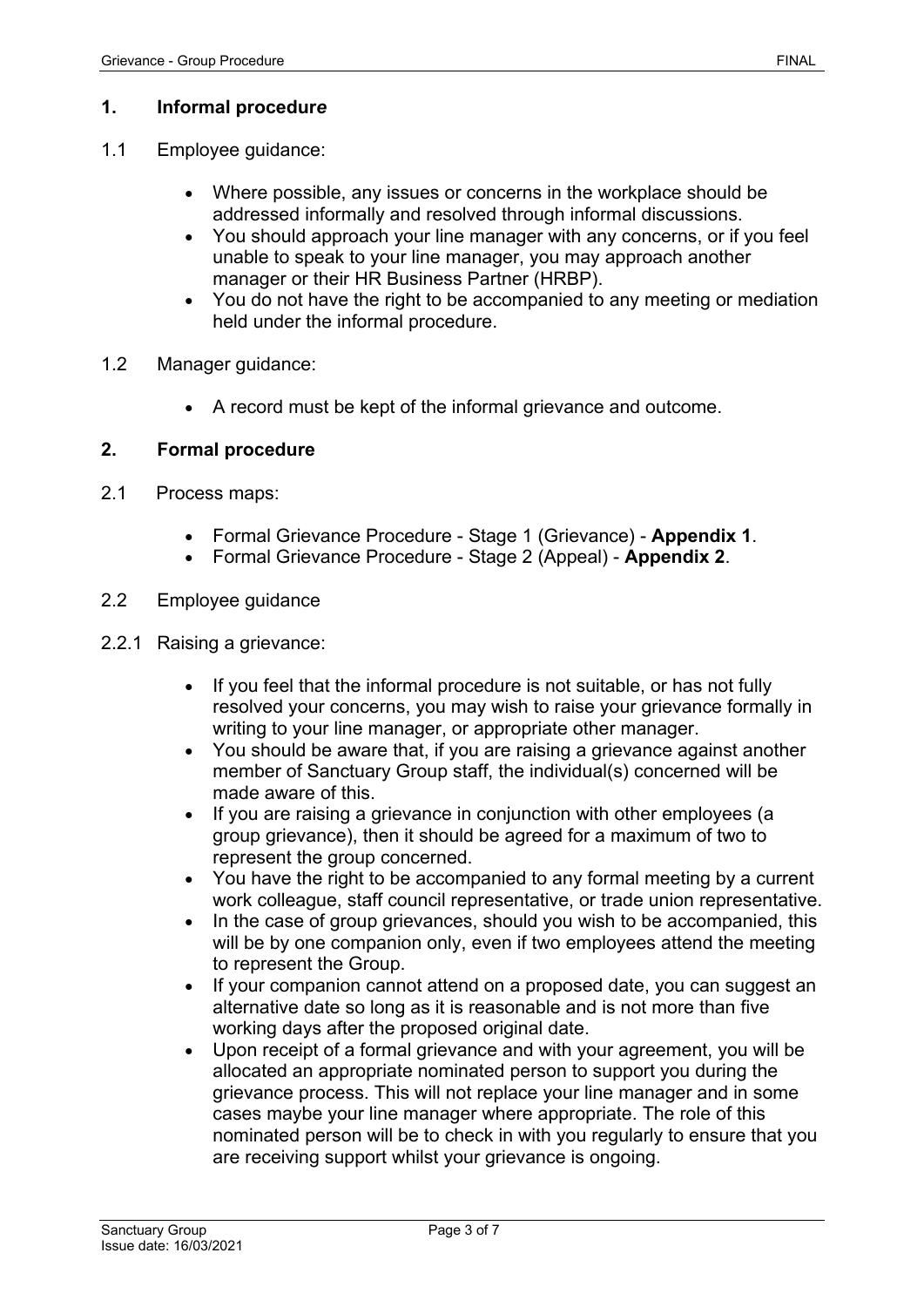## 1. Informal procedure

1.1 Employee guidance:

- Where possible, any issues or concerns in the workplace should be addressed informally and resolved through informal discussions.
- You should approach your line manager with any concerns, or if you feel unable to speak to your line manager, you may approach another manager or their HR Business Partner (HRBP).
- You do not have the right to be accompanied to any meeting or mediation held under the informal procedure.

1.2 Manager guidance:

- A record must be kept of the informal grievance and outcome.

## 2. Formal procedure

2.1 Process maps:

- Formal Grievance Procedure - Stage 1 (Grievance) - **Appendix 1**.
- Formal Grievance Procedure - Stage 2 (Appeal) - **Appendix 2**.

2.2 Employee guidance

2.2.1 Raising a grievance:

- If you feel that the informal procedure is not suitable, or has not fully resolved your concerns, you may wish to raise your grievance formally in writing to your line manager, or appropriate other manager.
- You should be aware that, if you are raising a grievance against another member of Sanctuary Group staff, the individual(s) concerned will be made aware of this.
- If you are raising a grievance in conjunction with other employees (a group grievance), then it should be agreed for a maximum of two to represent the group concerned.
- You have the right to be accompanied to any formal meeting by a current work colleague, staff council representative, or trade union representative.
- In the case of group grievances, should you wish to be accompanied, this will be by one companion only, even if two employees attend the meeting to represent the Group.
- If your companion cannot attend on a proposed date, you can suggest an alternative date so long as it is reasonable and is not more than five working days after the proposed original date.
- Upon receipt of a formal grievance and with your agreement, you will be allocated an appropriate nominated person to support you during the grievance process. This will not replace your line manager and in some cases maybe your line manager where appropriate. The role of this nominated person will be to check in with you regularly to ensure that you are receiving support whilst your grievance is ongoing.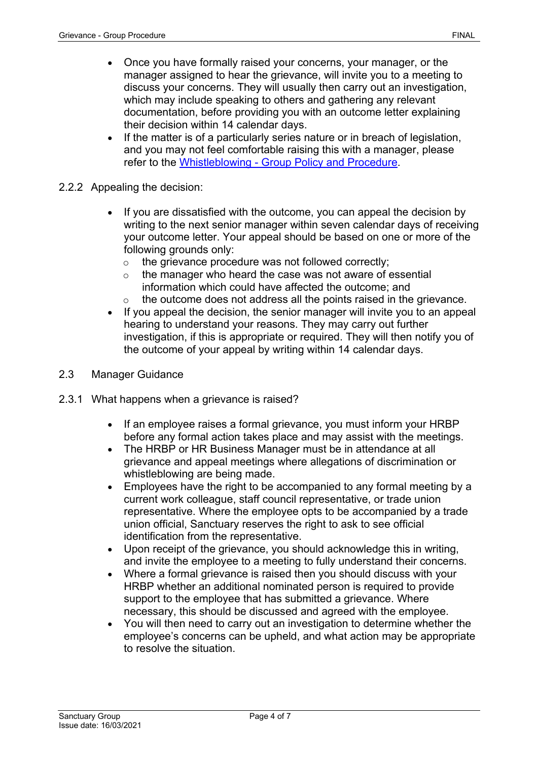- Once you have formally raised your concerns, your manager, or the manager assigned to hear the grievance, will invite you to a meeting to discuss your concerns. They will usually then carry out an investigation, which may include speaking to others and gathering any relevant documentation, before providing you with an outcome letter explaining their decision within 14 calendar days.
- If the matter is of a particularly series nature or in breach of legislation, and you may not feel comfortable raising this with a manager, please refer to the [Whistleblowing - Group Policy and Procedure](#).

2.2.2 Appealing the decision:

- If you are dissatisfied with the outcome, you can appeal the decision by writing to the next senior manager within seven calendar days of receiving your outcome letter. Your appeal should be based on one or more of the following grounds only:
  - the grievance procedure was not followed correctly;
  - the manager who heard the case was not aware of essential information which could have affected the outcome; and
  - the outcome does not address all the points raised in the grievance.
- If you appeal the decision, the senior manager will invite you to an appeal hearing to understand your reasons. They may carry out further investigation, if this is appropriate or required. They will then notify you of the outcome of your appeal by writing within 14 calendar days.

## 2.3 Manager Guidance

### 2.3.1 What happens when a grievance is raised?

- If an employee raises a formal grievance, you must inform your HRBP before any formal action takes place and may assist with the meetings.
- The HRBP or HR Business Manager must be in attendance at all grievance and appeal meetings where allegations of discrimination or whistleblowing are being made.
- Employees have the right to be accompanied to any formal meeting by a current work colleague, staff council representative, or trade union representative. Where the employee opts to be accompanied by a trade union official, Sanctuary reserves the right to ask to see official identification from the representative.
- Upon receipt of the grievance, you should acknowledge this in writing, and invite the employee to a meeting to fully understand their concerns.
- Where a formal grievance is raised then you should discuss with your HRBP whether an additional nominated person is required to provide support to the employee that has submitted a grievance. Where necessary, this should be discussed and agreed with the employee.
- You will then need to carry out an investigation to determine whether the employee's concerns can be upheld, and what action may be appropriate to resolve the situation.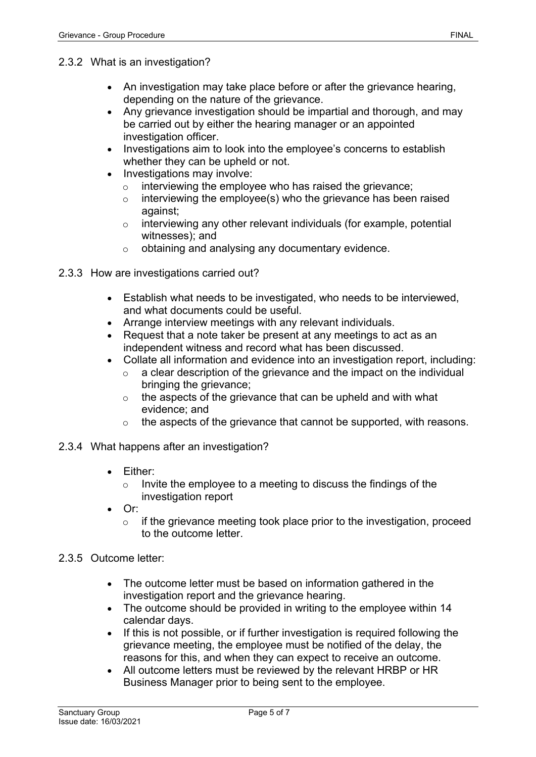### 2.3.2 What is an investigation?

- An investigation may take place before or after the grievance hearing, depending on the nature of the grievance.
- Any grievance investigation should be impartial and thorough, and may be carried out by either the hearing manager or an appointed investigation officer.
- Investigations aim to look into the employee's concerns to establish whether they can be upheld or not.
- Investigations may involve:
  - interviewing the employee who has raised the grievance;
  - interviewing the employee(s) who the grievance has been raised against;
  - interviewing any other relevant individuals (for example, potential witnesses); and
  - obtaining and analysing any documentary evidence.

### 2.3.3 How are investigations carried out?

- Establish what needs to be investigated, who needs to be interviewed, and what documents could be useful.
- Arrange interview meetings with any relevant individuals.
- Request that a note taker be present at any meetings to act as an independent witness and record what has been discussed.
- Collate all information and evidence into an investigation report, including:
  - a clear description of the grievance and the impact on the individual bringing the grievance;
  - the aspects of the grievance that can be upheld and with what evidence; and
  - the aspects of the grievance that cannot be supported, with reasons.

### 2.3.4 What happens after an investigation?

- Either:
  - Invite the employee to a meeting to discuss the findings of the investigation report
- Or:
  - if the grievance meeting took place prior to the investigation, proceed to the outcome letter.

### 2.3.5 Outcome letter:

- The outcome letter must be based on information gathered in the investigation report and the grievance hearing.
- The outcome should be provided in writing to the employee within 14 calendar days.
- If this is not possible, or if further investigation is required following the grievance meeting, the employee must be notified of the delay, the reasons for this, and when they can expect to receive an outcome.
- All outcome letters must be reviewed by the relevant HRBP or HR Business Manager prior to being sent to the employee.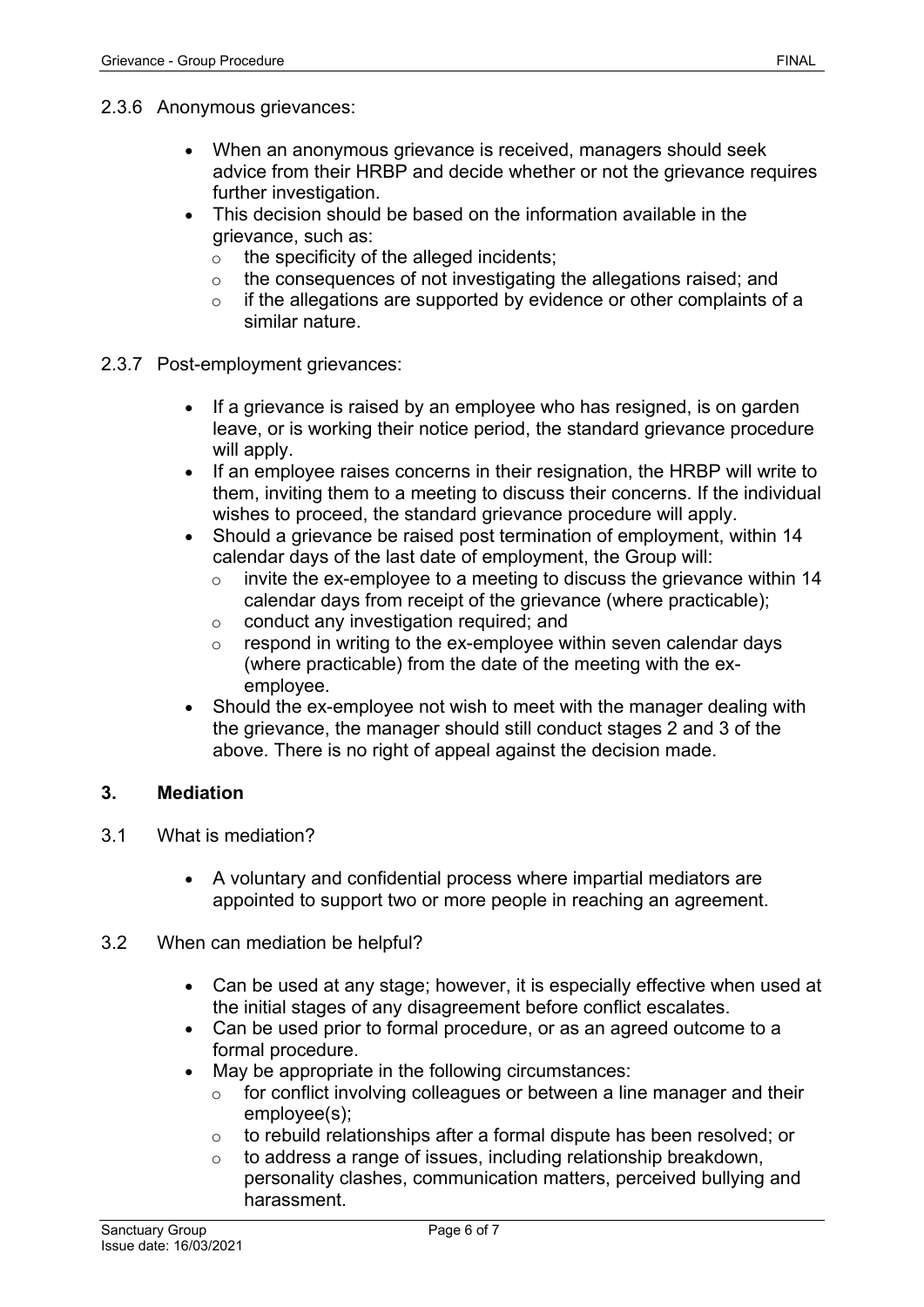2.3.6 Anonymous grievances:

- When an anonymous grievance is received, managers should seek advice from their HRBP and decide whether or not the grievance requires further investigation.
- This decision should be based on the information available in the grievance, such as:
  - the specificity of the alleged incidents;
  - the consequences of not investigating the allegations raised; and
  - if the allegations are supported by evidence or other complaints of a similar nature.

2.3.7 Post-employment grievances:

- If a grievance is raised by an employee who has resigned, is on garden leave, or is working their notice period, the standard grievance procedure will apply.
- If an employee raises concerns in their resignation, the HRBP will write to them, inviting them to a meeting to discuss their concerns. If the individual wishes to proceed, the standard grievance procedure will apply.
- Should a grievance be raised post termination of employment, within 14 calendar days of the last date of employment, the Group will:
  - invite the ex-employee to a meeting to discuss the grievance within 14 calendar days from receipt of the grievance (where practicable);
  - conduct any investigation required; and
  - respond in writing to the ex-employee within seven calendar days (where practicable) from the date of the meeting with the ex-employee.
- Should the ex-employee not wish to meet with the manager dealing with the grievance, the manager should still conduct stages 2 and 3 of the above. There is no right of appeal against the decision made.

## 3. Mediation

3.1 What is mediation?

- A voluntary and confidential process where impartial mediators are appointed to support two or more people in reaching an agreement.

3.2 When can mediation be helpful?

- Can be used at any stage; however, it is especially effective when used at the initial stages of any disagreement before conflict escalates.
- Can be used prior to formal procedure, or as an agreed outcome to a formal procedure.
- May be appropriate in the following circumstances:
  - for conflict involving colleagues or between a line manager and their employee(s);
  - to rebuild relationships after a formal dispute has been resolved; or
  - to address a range of issues, including relationship breakdown, personality clashes, communication matters, perceived bullying and harassment.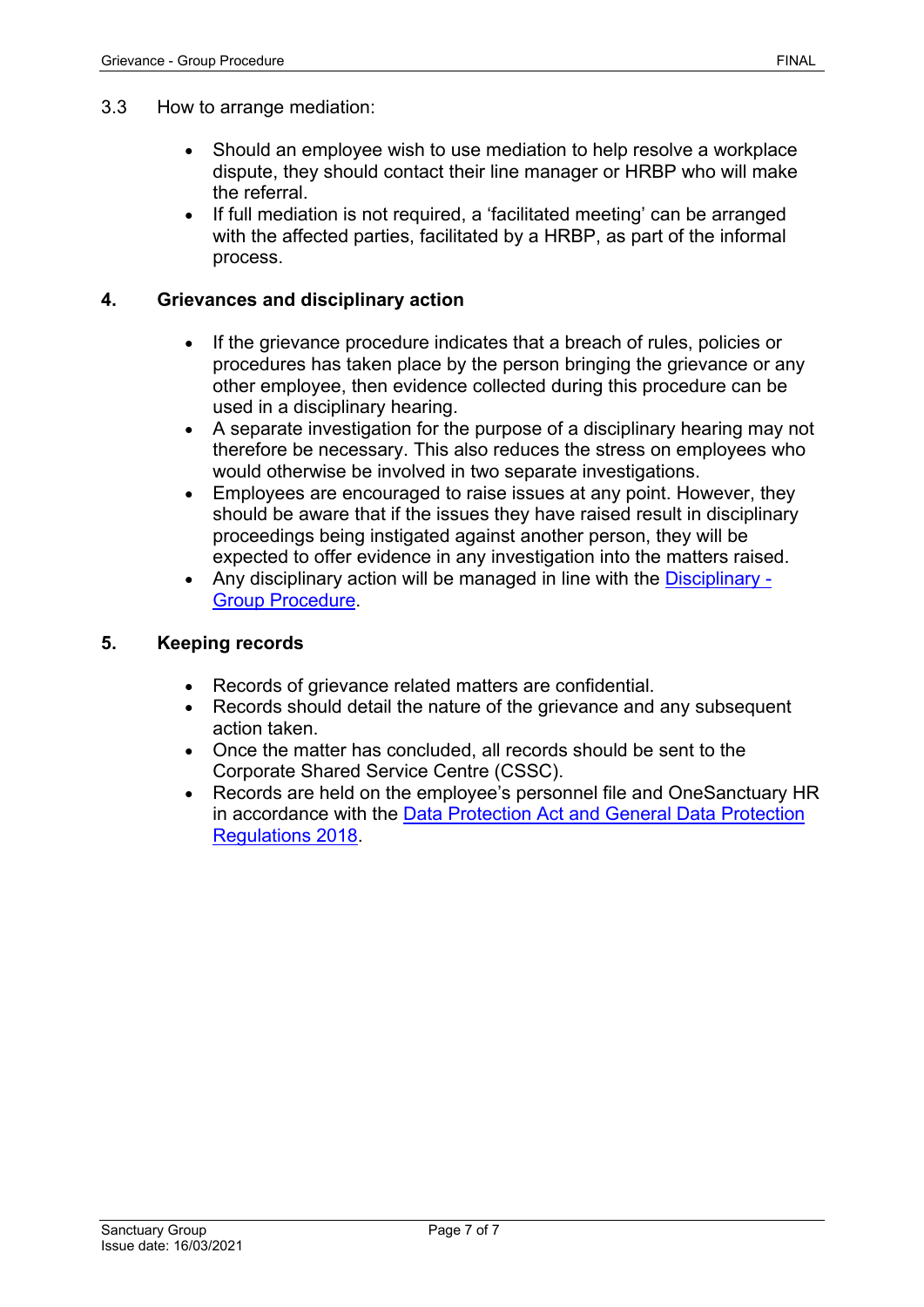3.3 How to arrange mediation:

- Should an employee wish to use mediation to help resolve a workplace dispute, they should contact their line manager or HRBP who will make the referral.
- If full mediation is not required, a 'facilitated meeting' can be arranged with the affected parties, facilitated by a HRBP, as part of the informal process.

## 4. Grievances and disciplinary action

- If the grievance procedure indicates that a breach of rules, policies or procedures has taken place by the person bringing the grievance or any other employee, then evidence collected during this procedure can be used in a disciplinary hearing.
- A separate investigation for the purpose of a disciplinary hearing may not therefore be necessary. This also reduces the stress on employees who would otherwise be involved in two separate investigations.
- Employees are encouraged to raise issues at any point. However, they should be aware that if the issues they have raised result in disciplinary proceedings being instigated against another person, they will be expected to offer evidence in any investigation into the matters raised.
- Any disciplinary action will be managed in line with the Disciplinary - Group Procedure.

## 5. Keeping records

- Records of grievance related matters are confidential.
- Records should detail the nature of the grievance and any subsequent action taken.
- Once the matter has concluded, all records should be sent to the Corporate Shared Service Centre (CSSC).
- Records are held on the employee's personnel file and OneSanctuary HR in accordance with the Data Protection Act and General Data Protection Regulations 2018.